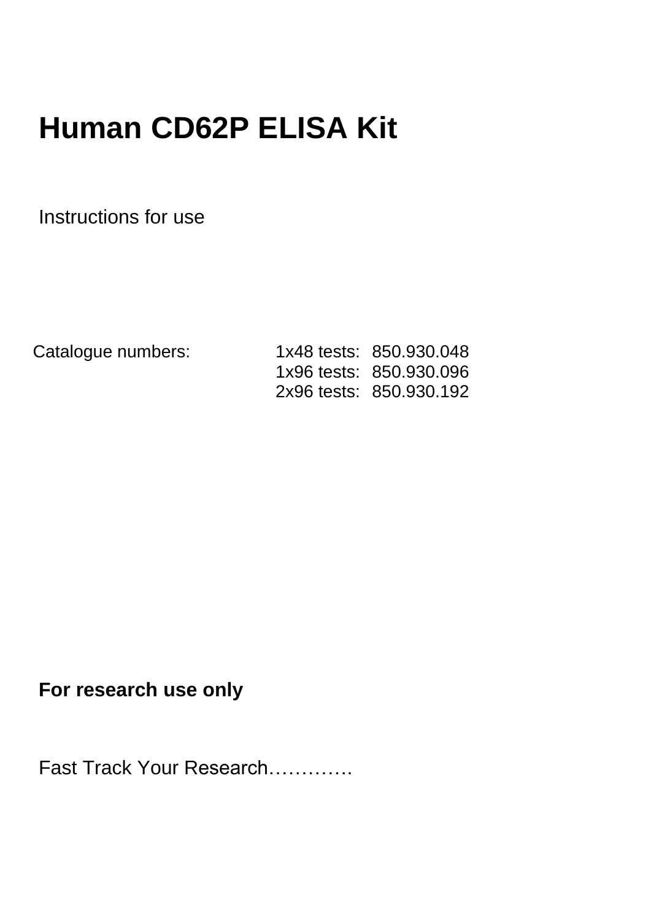# Human CD62P ELISA Kit

Instructions for use

| Catalogue numbers: | 1x48 tests: | 850.930.048 |
| --- | --- | --- |
| | 1x96 tests: | 850.930.096 |
| | 2x96 tests: | 850.930.192 |

**For research use only**

Fast Track Your Research………….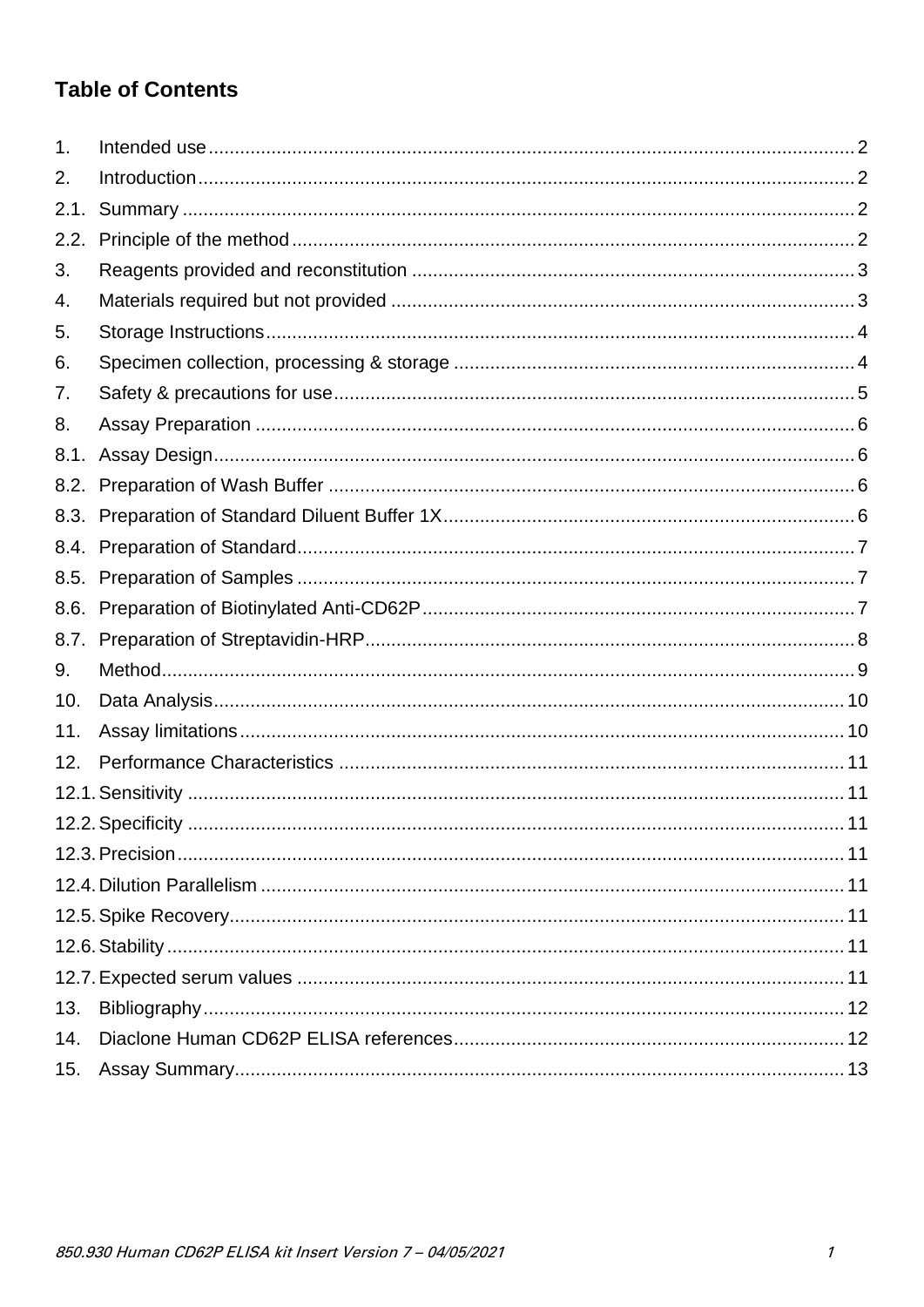# Table of Contents

| | | |
|---|---|---|
| 1. | Intended use | 2 |
| 2. | Introduction | 2 |
| 2.1. | Summary | 2 |
| 2.2. | Principle of the method | 2 |
| 3. | Reagents provided and reconstitution | 3 |
| 4. | Materials required but not provided | 3 |
| 5. | Storage Instructions | 4 |
| 6. | Specimen collection, processing & storage | 4 |
| 7. | Safety & precautions for use | 5 |
| 8. | Assay Preparation | 6 |
| 8.1. | Assay Design | 6 |
| 8.2. | Preparation of Wash Buffer | 6 |
| 8.3. | Preparation of Standard Diluent Buffer 1X | 6 |
| 8.4. | Preparation of Standard | 7 |
| 8.5. | Preparation of Samples | 7 |
| 8.6. | Preparation of Biotinylated Anti-CD62P | 7 |
| 8.7. | Preparation of Streptavidin-HRP | 8 |
| 9. | Method | 9 |
| 10. | Data Analysis | 10 |
| 11. | Assay limitations | 10 |
| 12. | Performance Characteristics | 11 |
| 12.1. | Sensitivity | 11 |
| 12.2. | Specificity | 11 |
| 12.3. | Precision | 11 |
| 12.4. | Dilution Parallelism | 11 |
| 12.5. | Spike Recovery | 11 |
| 12.6. | Stability | 11 |
| 12.7. | Expected serum values | 11 |
| 13. | Bibliography | 12 |
| 14. | Diaclone Human CD62P ELISA references | 12 |
| 15. | Assay Summary | 13 |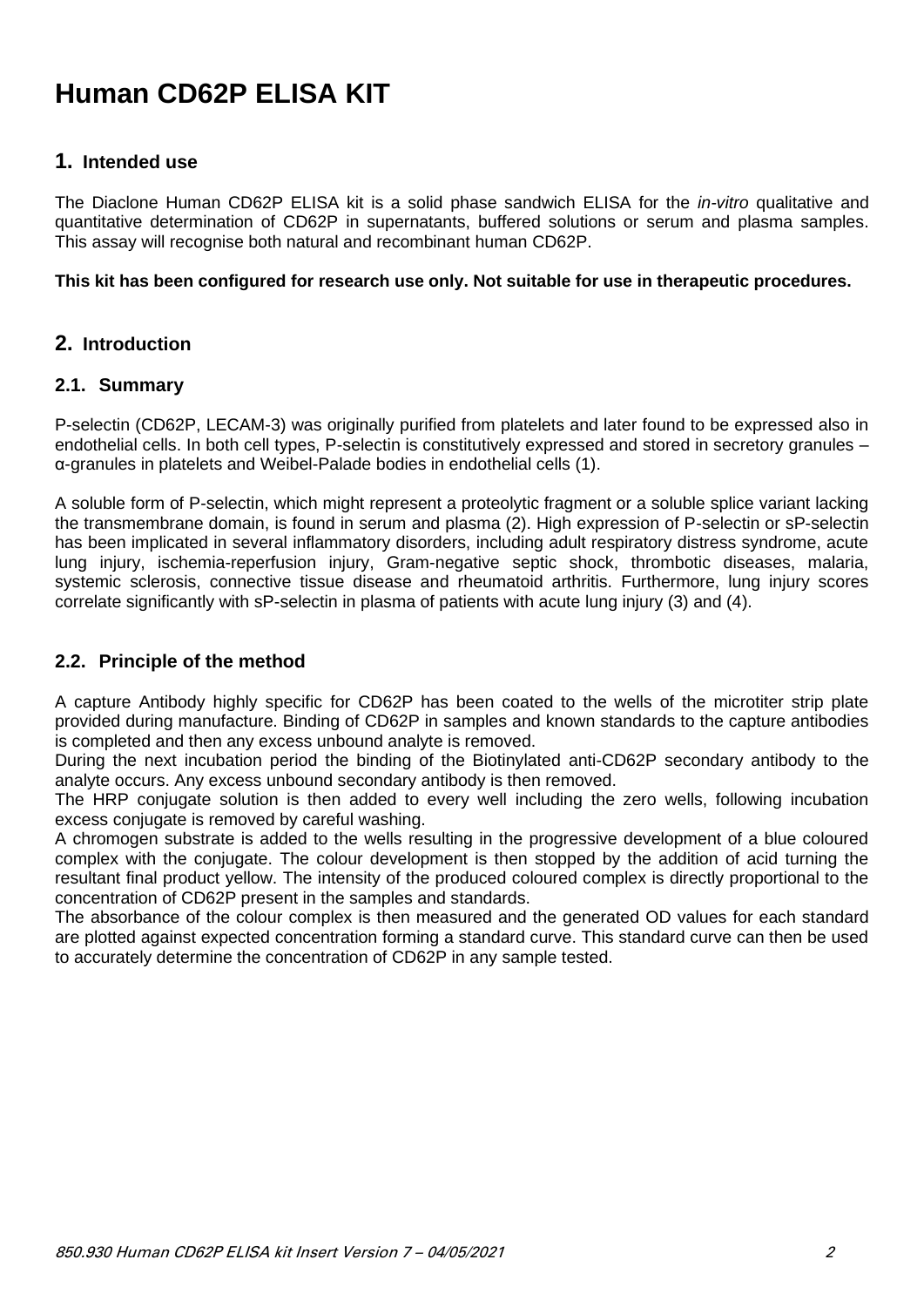# Human CD62P ELISA KIT

## 1. Intended use

The Diaclone Human CD62P ELISA kit is a solid phase sandwich ELISA for the *in-vitro* qualitative and quantitative determination of CD62P in supernatants, buffered solutions or serum and plasma samples. This assay will recognise both natural and recombinant human CD62P.

**This kit has been configured for research use only. Not suitable for use in therapeutic procedures.**

## 2. Introduction

### 2.1. Summary

P-selectin (CD62P, LECAM-3) was originally purified from platelets and later found to be expressed also in endothelial cells. In both cell types, P-selectin is constitutively expressed and stored in secretory granules – α-granules in platelets and Weibel-Palade bodies in endothelial cells (1).

A soluble form of P-selectin, which might represent a proteolytic fragment or a soluble splice variant lacking the transmembrane domain, is found in serum and plasma (2). High expression of P-selectin or sP-selectin has been implicated in several inflammatory disorders, including adult respiratory distress syndrome, acute lung injury, ischemia-reperfusion injury, Gram-negative septic shock, thrombotic diseases, malaria, systemic sclerosis, connective tissue disease and rheumatoid arthritis. Furthermore, lung injury scores correlate significantly with sP-selectin in plasma of patients with acute lung injury (3) and (4).

### 2.2. Principle of the method

A capture Antibody highly specific for CD62P has been coated to the wells of the microtiter strip plate provided during manufacture. Binding of CD62P in samples and known standards to the capture antibodies is completed and then any excess unbound analyte is removed.
During the next incubation period the binding of the Biotinylated anti-CD62P secondary antibody to the analyte occurs. Any excess unbound secondary antibody is then removed.
The HRP conjugate solution is then added to every well including the zero wells, following incubation excess conjugate is removed by careful washing.
A chromogen substrate is added to the wells resulting in the progressive development of a blue coloured complex with the conjugate. The colour development is then stopped by the addition of acid turning the resultant final product yellow. The intensity of the produced coloured complex is directly proportional to the concentration of CD62P present in the samples and standards.
The absorbance of the colour complex is then measured and the generated OD values for each standard are plotted against expected concentration forming a standard curve. This standard curve can then be used to accurately determine the concentration of CD62P in any sample tested.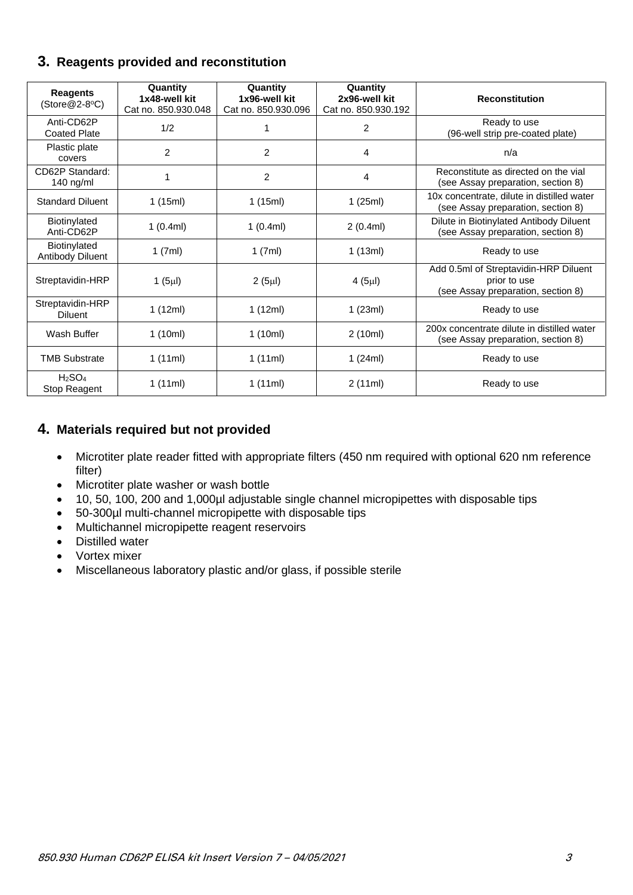## 3. Reagents provided and reconstitution

| Reagents (Store@2-8°C) | Quantity 1x48-well kit Cat no. 850.930.048 | Quantity 1x96-well kit Cat no. 850.930.096 | Quantity 2x96-well kit Cat no. 850.930.192 | Reconstitution |
|---|---|---|---|---|
| Anti-CD62P Coated Plate | 1/2 | 1 | 2 | Ready to use (96-well strip pre-coated plate) |
| Plastic plate covers | 2 | 2 | 4 | n/a |
| CD62P Standard: 140 ng/ml | 1 | 2 | 4 | Reconstitute as directed on the vial (see Assay preparation, section 8) |
| Standard Diluent | 1 (15ml) | 1 (15ml) | 1 (25ml) | 10x concentrate, dilute in distilled water (see Assay preparation, section 8) |
| Biotinylated Anti-CD62P | 1 (0.4ml) | 1 (0.4ml) | 2 (0.4ml) | Dilute in Biotinylated Antibody Diluent (see Assay preparation, section 8) |
| Biotinylated Antibody Diluent | 1 (7ml) | 1 (7ml) | 1 (13ml) | Ready to use |
| Streptavidin-HRP | 1 (5µl) | 2 (5µl) | 4 (5µl) | Add 0.5ml of Streptavidin-HRP Diluent prior to use (see Assay preparation, section 8) |
| Streptavidin-HRP Diluent | 1 (12ml) | 1 (12ml) | 1 (23ml) | Ready to use |
| Wash Buffer | 1 (10ml) | 1 (10ml) | 2 (10ml) | 200x concentrate dilute in distilled water (see Assay preparation, section 8) |
| TMB Substrate | 1 (11ml) | 1 (11ml) | 1 (24ml) | Ready to use |
| $H_2SO_4$ Stop Reagent | 1 (11ml) | 1 (11ml) | 2 (11ml) | Ready to use |

## 4. Materials required but not provided

- Microtiter plate reader fitted with appropriate filters (450 nm required with optional 620 nm reference filter)
- Microtiter plate washer or wash bottle
- 10, 50, 100, 200 and 1,000µl adjustable single channel micropipettes with disposable tips
- 50-300µl multi-channel micropipette with disposable tips
- Multichannel micropipette reagent reservoirs
- Distilled water
- Vortex mixer
- Miscellaneous laboratory plastic and/or glass, if possible sterile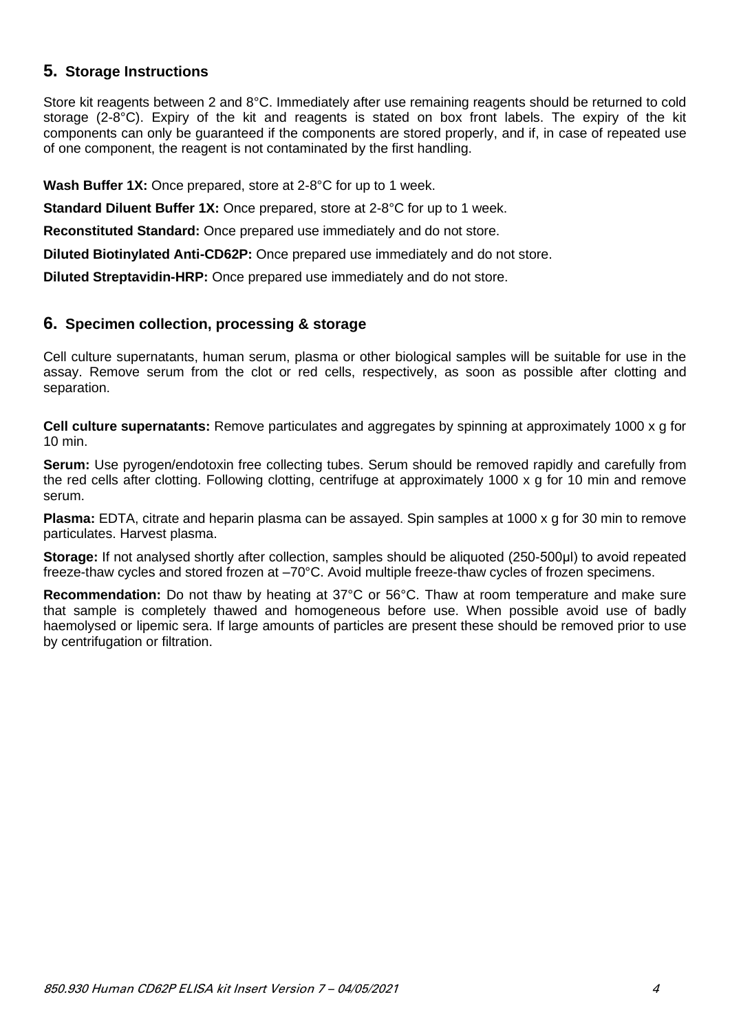## 5. Storage Instructions

Store kit reagents between 2 and 8°C. Immediately after use remaining reagents should be returned to cold storage (2-8°C). Expiry of the kit and reagents is stated on box front labels. The expiry of the kit components can only be guaranteed if the components are stored properly, and if, in case of repeated use of one component, the reagent is not contaminated by the first handling.

**Wash Buffer 1X:** Once prepared, store at 2-8°C for up to 1 week.

**Standard Diluent Buffer 1X:** Once prepared, store at 2-8°C for up to 1 week.

**Reconstituted Standard:** Once prepared use immediately and do not store.

**Diluted Biotinylated Anti-CD62P:** Once prepared use immediately and do not store.

**Diluted Streptavidin-HRP:** Once prepared use immediately and do not store.

## 6. Specimen collection, processing & storage

Cell culture supernatants, human serum, plasma or other biological samples will be suitable for use in the assay. Remove serum from the clot or red cells, respectively, as soon as possible after clotting and separation.

**Cell culture supernatants:** Remove particulates and aggregates by spinning at approximately 1000 x g for 10 min.

**Serum:** Use pyrogen/endotoxin free collecting tubes. Serum should be removed rapidly and carefully from the red cells after clotting. Following clotting, centrifuge at approximately 1000 x g for 10 min and remove serum.

**Plasma:** EDTA, citrate and heparin plasma can be assayed. Spin samples at 1000 x g for 30 min to remove particulates. Harvest plasma.

**Storage:** If not analysed shortly after collection, samples should be aliquoted (250-500µl) to avoid repeated freeze-thaw cycles and stored frozen at –70°C. Avoid multiple freeze-thaw cycles of frozen specimens.

**Recommendation:** Do not thaw by heating at 37°C or 56°C. Thaw at room temperature and make sure that sample is completely thawed and homogeneous before use. When possible avoid use of badly haemolysed or lipemic sera. If large amounts of particles are present these should be removed prior to use by centrifugation or filtration.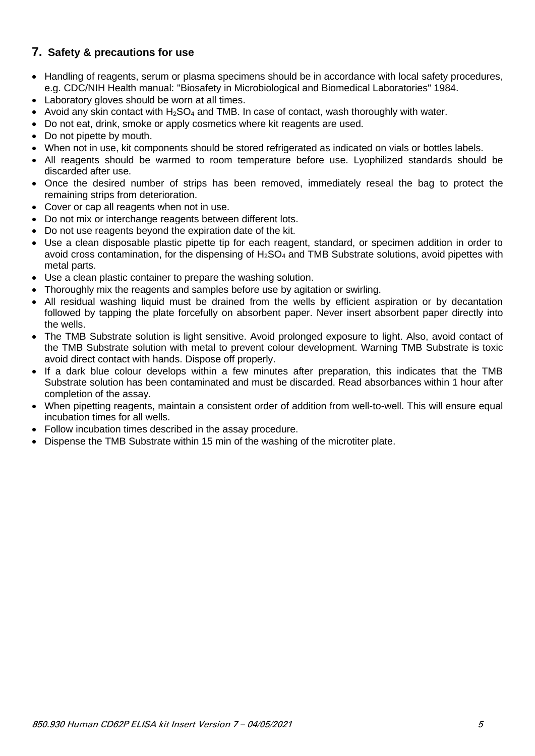## 7. Safety & precautions for use

- Handling of reagents, serum or plasma specimens should be in accordance with local safety procedures, e.g. CDC/NIH Health manual: "Biosafety in Microbiological and Biomedical Laboratories" 1984.
- Laboratory gloves should be worn at all times.
- Avoid any skin contact with $H_2SO_4$ and TMB. In case of contact, wash thoroughly with water.
- Do not eat, drink, smoke or apply cosmetics where kit reagents are used.
- Do not pipette by mouth.
- When not in use, kit components should be stored refrigerated as indicated on vials or bottles labels.
- All reagents should be warmed to room temperature before use. Lyophilized standards should be discarded after use.
- Once the desired number of strips has been removed, immediately reseal the bag to protect the remaining strips from deterioration.
- Cover or cap all reagents when not in use.
- Do not mix or interchange reagents between different lots.
- Do not use reagents beyond the expiration date of the kit.
- Use a clean disposable plastic pipette tip for each reagent, standard, or specimen addition in order to avoid cross contamination, for the dispensing of $H_2SO_4$ and TMB Substrate solutions, avoid pipettes with metal parts.
- Use a clean plastic container to prepare the washing solution.
- Thoroughly mix the reagents and samples before use by agitation or swirling.
- All residual washing liquid must be drained from the wells by efficient aspiration or by decantation followed by tapping the plate forcefully on absorbent paper. Never insert absorbent paper directly into the wells.
- The TMB Substrate solution is light sensitive. Avoid prolonged exposure to light. Also, avoid contact of the TMB Substrate solution with metal to prevent colour development. Warning TMB Substrate is toxic avoid direct contact with hands. Dispose off properly.
- If a dark blue colour develops within a few minutes after preparation, this indicates that the TMB Substrate solution has been contaminated and must be discarded. Read absorbances within 1 hour after completion of the assay.
- When pipetting reagents, maintain a consistent order of addition from well-to-well. This will ensure equal incubation times for all wells.
- Follow incubation times described in the assay procedure.
- Dispense the TMB Substrate within 15 min of the washing of the microtiter plate.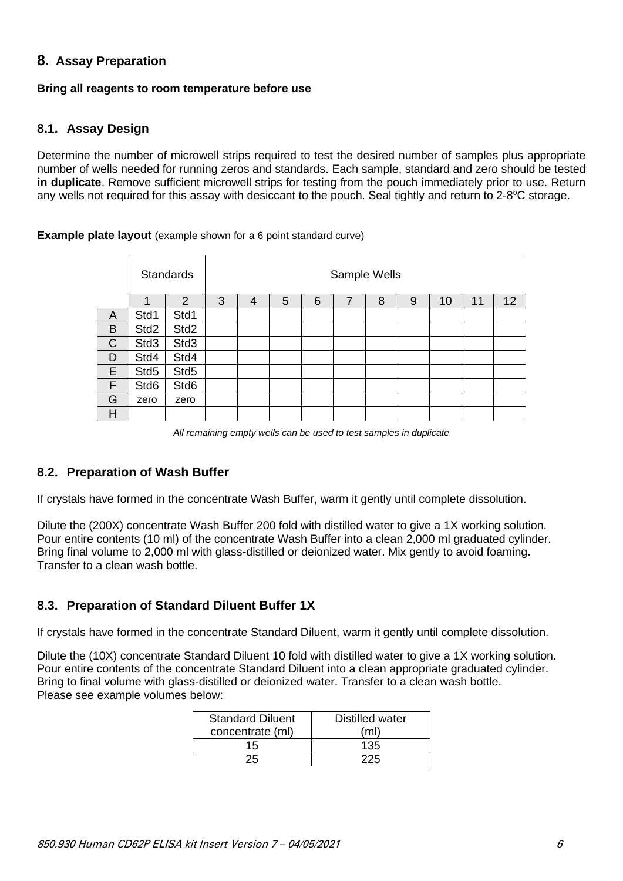## 8. Assay Preparation

**Bring all reagents to room temperature before use**

### 8.1. Assay Design

Determine the number of microwell strips required to test the desired number of samples plus appropriate number of wells needed for running zeros and standards. Each sample, standard and zero should be tested **in duplicate**. Remove sufficient microwell strips for testing from the pouch immediately prior to use. Return any wells not required for this assay with desiccant to the pouch. Seal tightly and return to 2-8°C storage.

**Example plate layout** (example shown for a 6 point standard curve)

| | Standards | | Sample Wells | | | | | | | | | |
|---|---|---|---|---|---|---|---|---|---|---|---|---|
| | 1 | 2 | 3 | 4 | 5 | 6 | 7 | 8 | 9 | 10 | 11 | 12 |
| A | Std1 | Std1 | | | | | | | | | | |
| B | Std2 | Std2 | | | | | | | | | | |
| C | Std3 | Std3 | | | | | | | | | | |
| D | Std4 | Std4 | | | | | | | | | | |
| E | Std5 | Std5 | | | | | | | | | | |
| F | Std6 | Std6 | | | | | | | | | | |
| G | zero | zero | | | | | | | | | | |
| H | | | | | | | | | | | | |

*All remaining empty wells can be used to test samples in duplicate*

### 8.2. Preparation of Wash Buffer

If crystals have formed in the concentrate Wash Buffer, warm it gently until complete dissolution.

Dilute the (200X) concentrate Wash Buffer 200 fold with distilled water to give a 1X working solution. Pour entire contents (10 ml) of the concentrate Wash Buffer into a clean 2,000 ml graduated cylinder. Bring final volume to 2,000 ml with glass-distilled or deionized water. Mix gently to avoid foaming. Transfer to a clean wash bottle.

### 8.3. Preparation of Standard Diluent Buffer 1X

If crystals have formed in the concentrate Standard Diluent, warm it gently until complete dissolution.

Dilute the (10X) concentrate Standard Diluent 10 fold with distilled water to give a 1X working solution. Pour entire contents of the concentrate Standard Diluent into a clean appropriate graduated cylinder. Bring to final volume with glass-distilled or deionized water. Transfer to a clean wash bottle.
Please see example volumes below:

| Standard Diluent concentrate (ml) | Distilled water (ml) |
|---|---|
| 15 | 135 |
| 25 | 225 |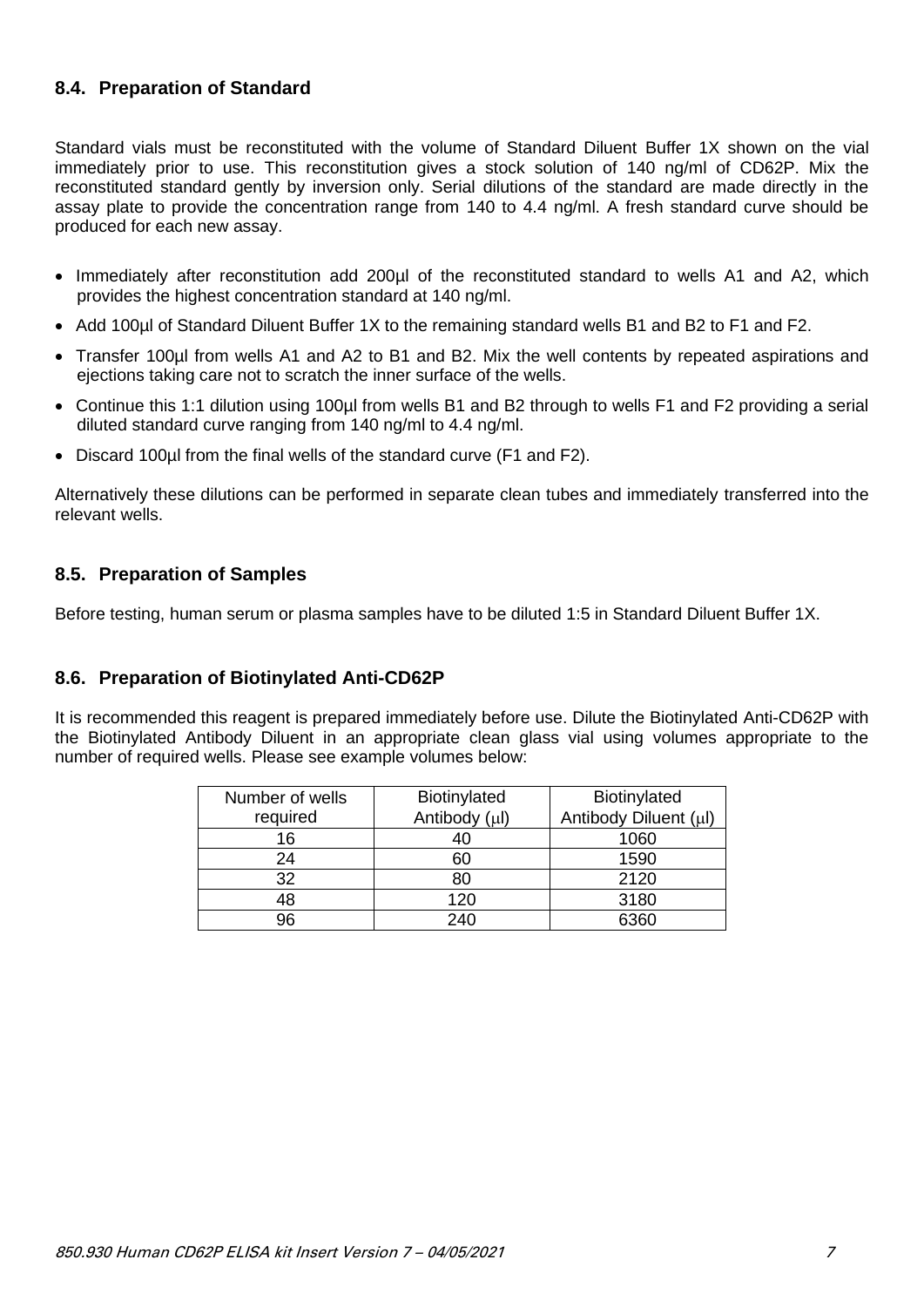### 8.4. Preparation of Standard

Standard vials must be reconstituted with the volume of Standard Diluent Buffer 1X shown on the vial immediately prior to use. This reconstitution gives a stock solution of 140 ng/ml of CD62P. Mix the reconstituted standard gently by inversion only. Serial dilutions of the standard are made directly in the assay plate to provide the concentration range from 140 to 4.4 ng/ml. A fresh standard curve should be produced for each new assay.

- Immediately after reconstitution add 200µl of the reconstituted standard to wells A1 and A2, which provides the highest concentration standard at 140 ng/ml.
- Add 100µl of Standard Diluent Buffer 1X to the remaining standard wells B1 and B2 to F1 and F2.
- Transfer 100µl from wells A1 and A2 to B1 and B2. Mix the well contents by repeated aspirations and ejections taking care not to scratch the inner surface of the wells.
- Continue this 1:1 dilution using 100µl from wells B1 and B2 through to wells F1 and F2 providing a serial diluted standard curve ranging from 140 ng/ml to 4.4 ng/ml.
- Discard 100µl from the final wells of the standard curve (F1 and F2).

Alternatively these dilutions can be performed in separate clean tubes and immediately transferred into the relevant wells.

### 8.5. Preparation of Samples

Before testing, human serum or plasma samples have to be diluted 1:5 in Standard Diluent Buffer 1X.

### 8.6. Preparation of Biotinylated Anti-CD62P

It is recommended this reagent is prepared immediately before use. Dilute the Biotinylated Anti-CD62P with the Biotinylated Antibody Diluent in an appropriate clean glass vial using volumes appropriate to the number of required wells. Please see example volumes below:

| Number of wells required | Biotinylated Antibody (µl) | Biotinylated Antibody Diluent (µl) |
|---|---|---|
| 16 | 40 | 1060 |
| 24 | 60 | 1590 |
| 32 | 80 | 2120 |
| 48 | 120 | 3180 |
| 96 | 240 | 6360 |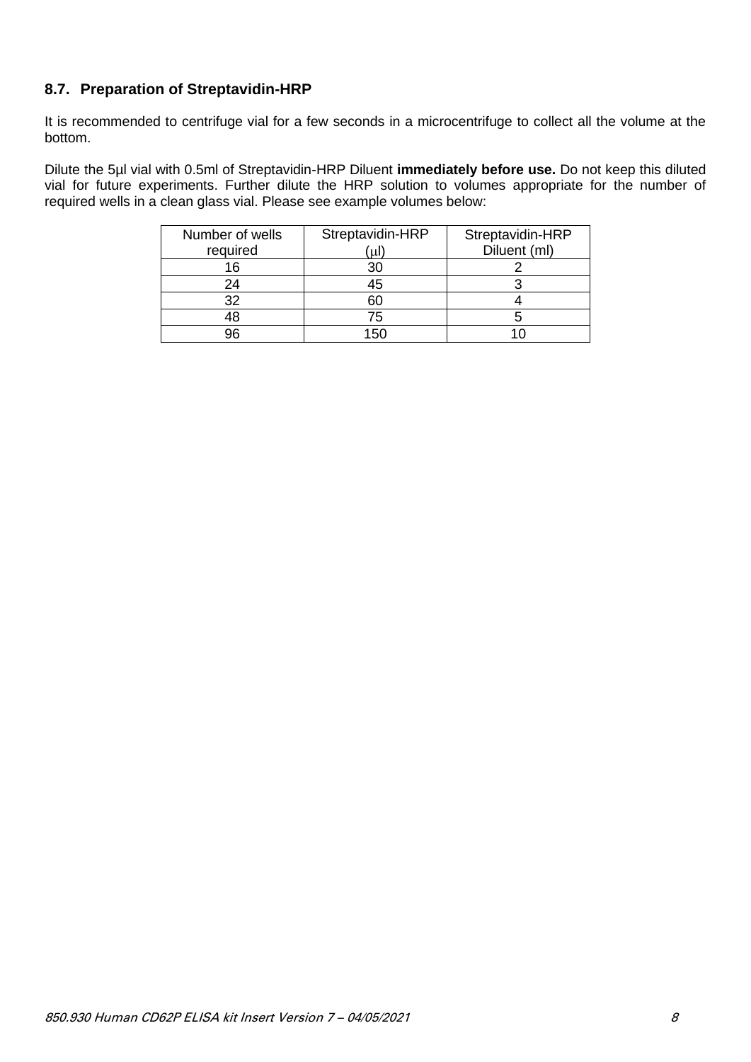## 8.7. Preparation of Streptavidin-HRP

It is recommended to centrifuge vial for a few seconds in a microcentrifuge to collect all the volume at the bottom.

Dilute the 5µl vial with 0.5ml of Streptavidin-HRP Diluent **immediately before use.** Do not keep this diluted vial for future experiments. Further dilute the HRP solution to volumes appropriate for the number of required wells in a clean glass vial. Please see example volumes below:

| Number of wells required | Streptavidin-HRP (µl) | Streptavidin-HRP Diluent (ml) |
|---|---|---|
| 16 | 30 | 2 |
| 24 | 45 | 3 |
| 32 | 60 | 4 |
| 48 | 75 | 5 |
| 96 | 150 | 10 |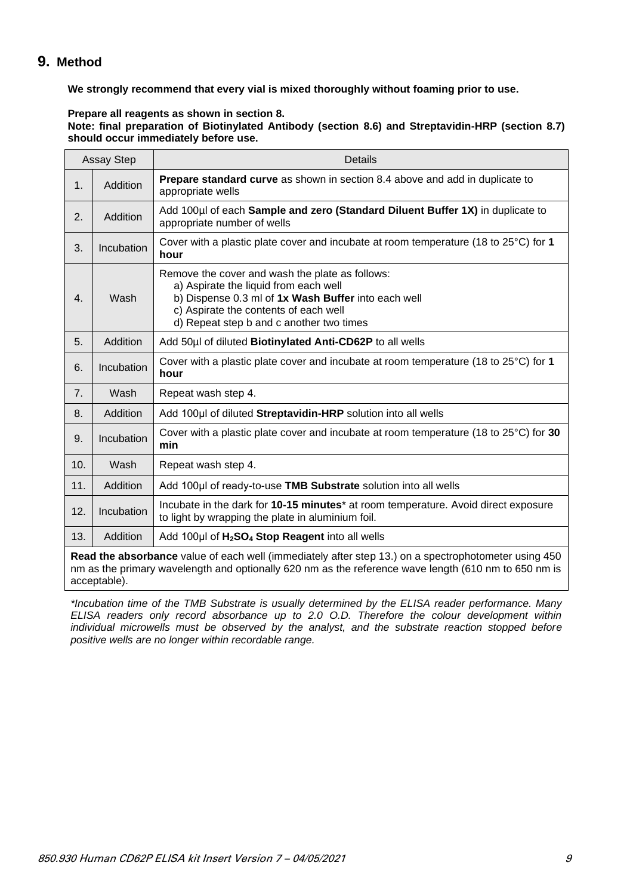## 9. Method

**We strongly recommend that every vial is mixed thoroughly without foaming prior to use.**

**Prepare all reagents as shown in section 8.**
**Note: final preparation of Biotinylated Antibody (section 8.6) and Streptavidin-HRP (section 8.7) should occur immediately before use.**

| Assay Step | | Details |
|---|---|---|
| 1. | Addition | **Prepare standard curve** as shown in section 8.4 above and add in duplicate to appropriate wells |
| 2. | Addition | Add 100µl of each **Sample and zero (Standard Diluent Buffer 1X)** in duplicate to appropriate number of wells |
| 3. | Incubation | Cover with a plastic plate cover and incubate at room temperature (18 to 25°C) for **1 hour** |
| 4. | Wash | Remove the cover and wash the plate as follows:<br>a) Aspirate the liquid from each well<br>b) Dispense 0.3 ml of **1x Wash Buffer** into each well<br>c) Aspirate the contents of each well<br>d) Repeat step b and c another two times |
| 5. | Addition | Add 50µl of diluted **Biotinylated Anti-CD62P** to all wells |
| 6. | Incubation | Cover with a plastic plate cover and incubate at room temperature (18 to 25°C) for **1 hour** |
| 7. | Wash | Repeat wash step 4. |
| 8. | Addition | Add 100µl of diluted **Streptavidin-HRP** solution into all wells |
| 9. | Incubation | Cover with a plastic plate cover and incubate at room temperature (18 to 25°C) for **30 min** |
| 10. | Wash | Repeat wash step 4. |
| 11. | Addition | Add 100µl of ready-to-use **TMB Substrate** solution into all wells |
| 12. | Incubation | Incubate in the dark for **10-15 minutes*** at room temperature. Avoid direct exposure to light by wrapping the plate in aluminium foil. |
| 13. | Addition | Add 100µl of **$H_2SO_4$ Stop Reagent** into all wells |

**Read the absorbance** value of each well (immediately after step 13.) on a spectrophotometer using 450 nm as the primary wavelength and optionally 620 nm as the reference wave length (610 nm to 650 nm is acceptable).

*\*Incubation time of the TMB Substrate is usually determined by the ELISA reader performance. Many ELISA readers only record absorbance up to 2.0 O.D. Therefore the colour development within individual microwells must be observed by the analyst, and the substrate reaction stopped before positive wells are no longer within recordable range.*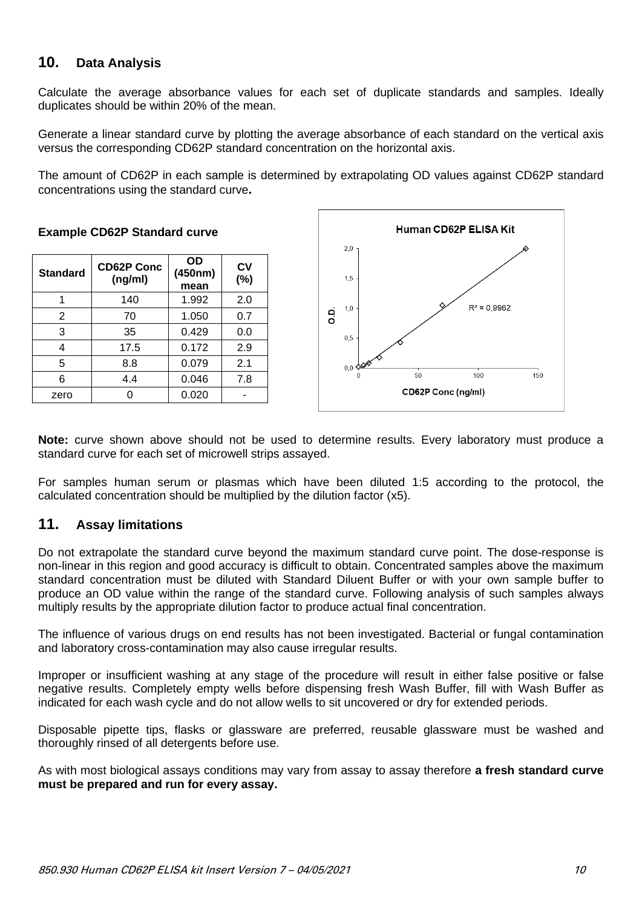## 10. Data Analysis

Calculate the average absorbance values for each set of duplicate standards and samples. Ideally duplicates should be within 20% of the mean.

Generate a linear standard curve by plotting the average absorbance of each standard on the vertical axis versus the corresponding CD62P standard concentration on the horizontal axis.

The amount of CD62P in each sample is determined by extrapolating OD values against CD62P standard concentrations using the standard curve**.**

**Example CD62P Standard curve**

| Standard | CD62P Conc (ng/ml) | OD (450nm) mean | CV (%) |
|---|---|---|---|
| 1 | 140 | 1.992 | 2.0 |
| 2 | 70 | 1.050 | 0.7 |
| 3 | 35 | 0.429 | 0.0 |
| 4 | 17.5 | 0.172 | 2.9 |
| 5 | 8.8 | 0.079 | 2.1 |
| 6 | 4.4 | 0.046 | 7.8 |
| zero | 0 | 0.020 | - |

**Human CD62P ELISA Kit**

O.D. vs CD62P Conc (ng/ml); $R^2 = 0,9962$

**Note:** curve shown above should not be used to determine results. Every laboratory must produce a standard curve for each set of microwell strips assayed.

For samples human serum or plasmas which have been diluted 1:5 according to the protocol, the calculated concentration should be multiplied by the dilution factor (x5).

## 11. Assay limitations

Do not extrapolate the standard curve beyond the maximum standard curve point. The dose-response is non-linear in this region and good accuracy is difficult to obtain. Concentrated samples above the maximum standard concentration must be diluted with Standard Diluent Buffer or with your own sample buffer to produce an OD value within the range of the standard curve. Following analysis of such samples always multiply results by the appropriate dilution factor to produce actual final concentration.

The influence of various drugs on end results has not been investigated. Bacterial or fungal contamination and laboratory cross-contamination may also cause irregular results.

Improper or insufficient washing at any stage of the procedure will result in either false positive or false negative results. Completely empty wells before dispensing fresh Wash Buffer, fill with Wash Buffer as indicated for each wash cycle and do not allow wells to sit uncovered or dry for extended periods.

Disposable pipette tips, flasks or glassware are preferred, reusable glassware must be washed and thoroughly rinsed of all detergents before use.

As with most biological assays conditions may vary from assay to assay therefore **a fresh standard curve must be prepared and run for every assay.**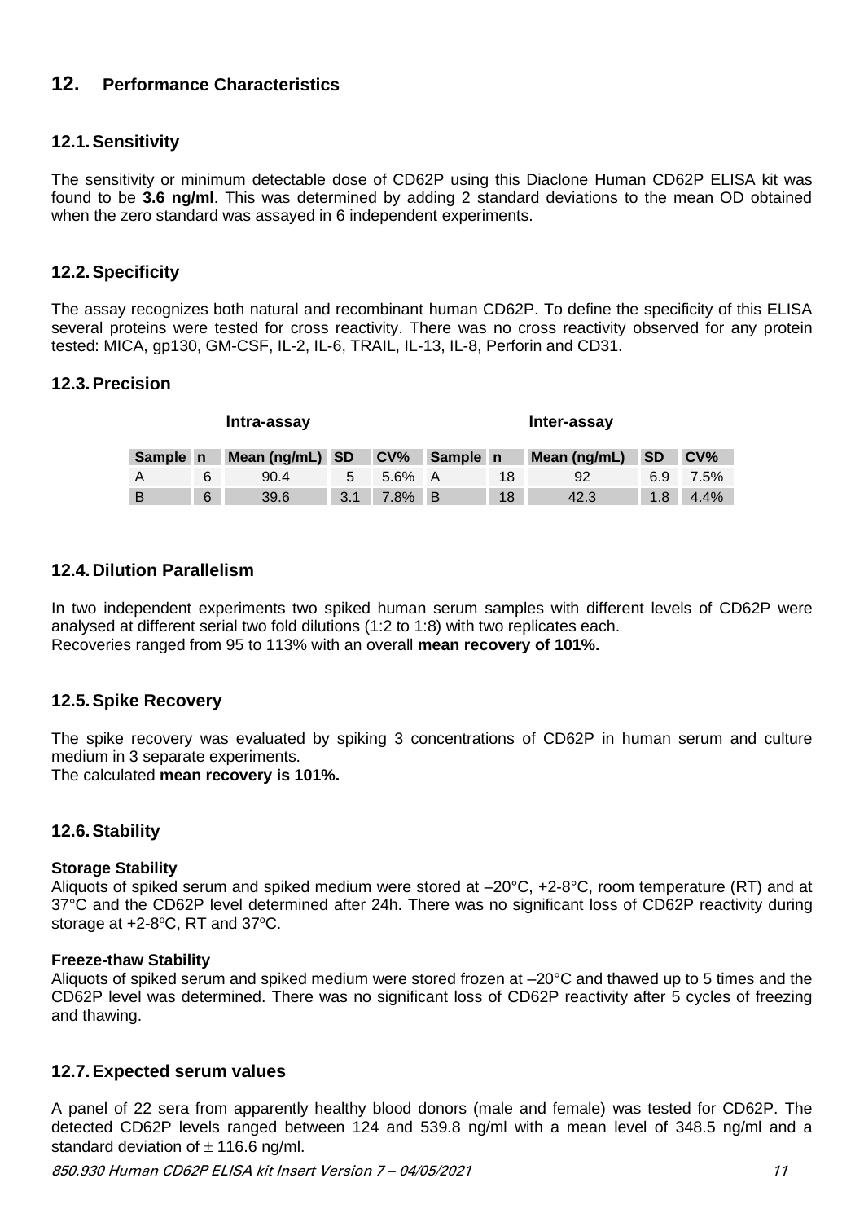## 12. Performance Characteristics

### 12.1. Sensitivity

The sensitivity or minimum detectable dose of CD62P using this Diaclone Human CD62P ELISA kit was found to be **3.6 ng/ml**. This was determined by adding 2 standard deviations to the mean OD obtained when the zero standard was assayed in 6 independent experiments.

### 12.2. Specificity

The assay recognizes both natural and recombinant human CD62P. To define the specificity of this ELISA several proteins were tested for cross reactivity. There was no cross reactivity observed for any protein tested: MICA, gp130, GM-CSF, IL-2, IL-6, TRAIL, IL-13, IL-8, Perforin and CD31.

### 12.3. Precision

| Intra-assay | | | | | Inter-assay | | | | |
|---|---|---|---|---|---|---|---|---|---|
| **Sample** | **n** | **Mean (ng/mL)** | **SD** | **CV%** | **Sample** | **n** | **Mean (ng/mL)** | **SD** | **CV%** |
| A | 6 | 90.4 | 5 | 5.6% | A | 18 | 92 | 6.9 | 7.5% |
| B | 6 | 39.6 | 3.1 | 7.8% | B | 18 | 42.3 | 1.8 | 4.4% |

### 12.4. Dilution Parallelism

In two independent experiments two spiked human serum samples with different levels of CD62P were analysed at different serial two fold dilutions (1:2 to 1:8) with two replicates each.
Recoveries ranged from 95 to 113% with an overall **mean recovery of 101%.**

### 12.5. Spike Recovery

The spike recovery was evaluated by spiking 3 concentrations of CD62P in human serum and culture medium in 3 separate experiments.
The calculated **mean recovery is 101%.**

### 12.6. Stability

**Storage Stability**
Aliquots of spiked serum and spiked medium were stored at –20°C, +2-8°C, room temperature (RT) and at 37°C and the CD62P level determined after 24h. There was no significant loss of CD62P reactivity during storage at +2-8°C, RT and 37°C.

**Freeze-thaw Stability**
Aliquots of spiked serum and spiked medium were stored frozen at –20°C and thawed up to 5 times and the CD62P level was determined. There was no significant loss of CD62P reactivity after 5 cycles of freezing and thawing.

### 12.7. Expected serum values

A panel of 22 sera from apparently healthy blood donors (male and female) was tested for CD62P. The detected CD62P levels ranged between 124 and 539.8 ng/ml with a mean level of 348.5 ng/ml and a standard deviation of ± 116.6 ng/ml.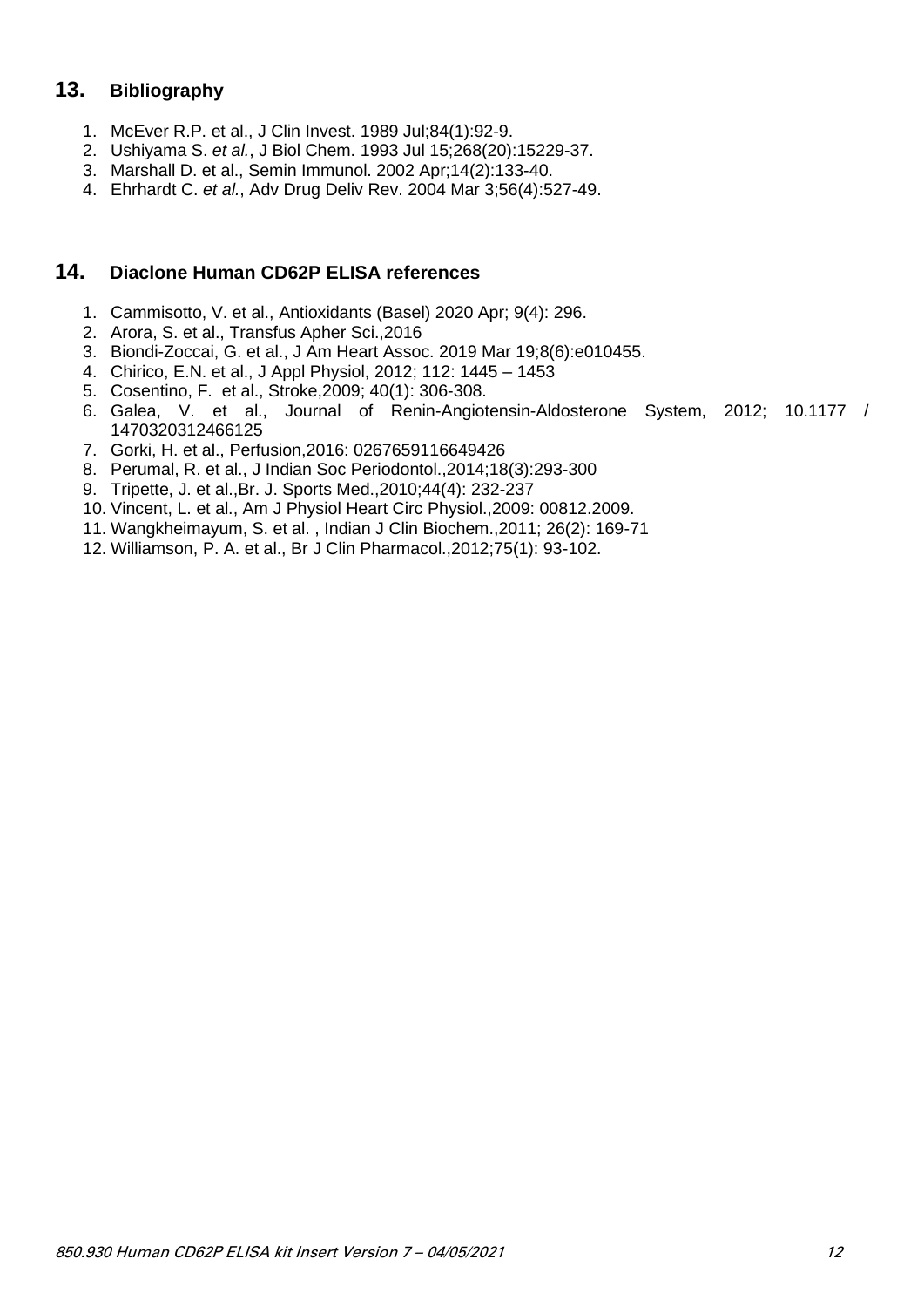## 13. Bibliography

1. McEver R.P. et al., J Clin Invest. 1989 Jul;84(1):92-9.
2. Ushiyama S. *et al.*, J Biol Chem. 1993 Jul 15;268(20):15229-37.
3. Marshall D. et al., Semin Immunol. 2002 Apr;14(2):133-40.
4. Ehrhardt C. *et al.*, Adv Drug Deliv Rev. 2004 Mar 3;56(4):527-49.

## 14. Diaclone Human CD62P ELISA references

1. Cammisotto, V. et al., Antioxidants (Basel) 2020 Apr; 9(4): 296.
2. Arora, S. et al., Transfus Apher Sci.,2016
3. Biondi-Zoccai, G. et al., J Am Heart Assoc. 2019 Mar 19;8(6):e010455.
4. Chirico, E.N. et al., J Appl Physiol, 2012; 112: 1445 – 1453
5. Cosentino, F. et al., Stroke,2009; 40(1): 306-308.
6. Galea, V. et al., Journal of Renin-Angiotensin-Aldosterone System, 2012; 10.1177 / 1470320312466125
7. Gorki, H. et al., Perfusion,2016: 0267659116649426
8. Perumal, R. et al., J Indian Soc Periodontol.,2014;18(3):293-300
9. Tripette, J. et al.,Br. J. Sports Med.,2010;44(4): 232-237
10. Vincent, L. et al., Am J Physiol Heart Circ Physiol.,2009: 00812.2009.
11. Wangkheimayum, S. et al. , Indian J Clin Biochem.,2011; 26(2): 169-71
12. Williamson, P. A. et al., Br J Clin Pharmacol.,2012;75(1): 93-102.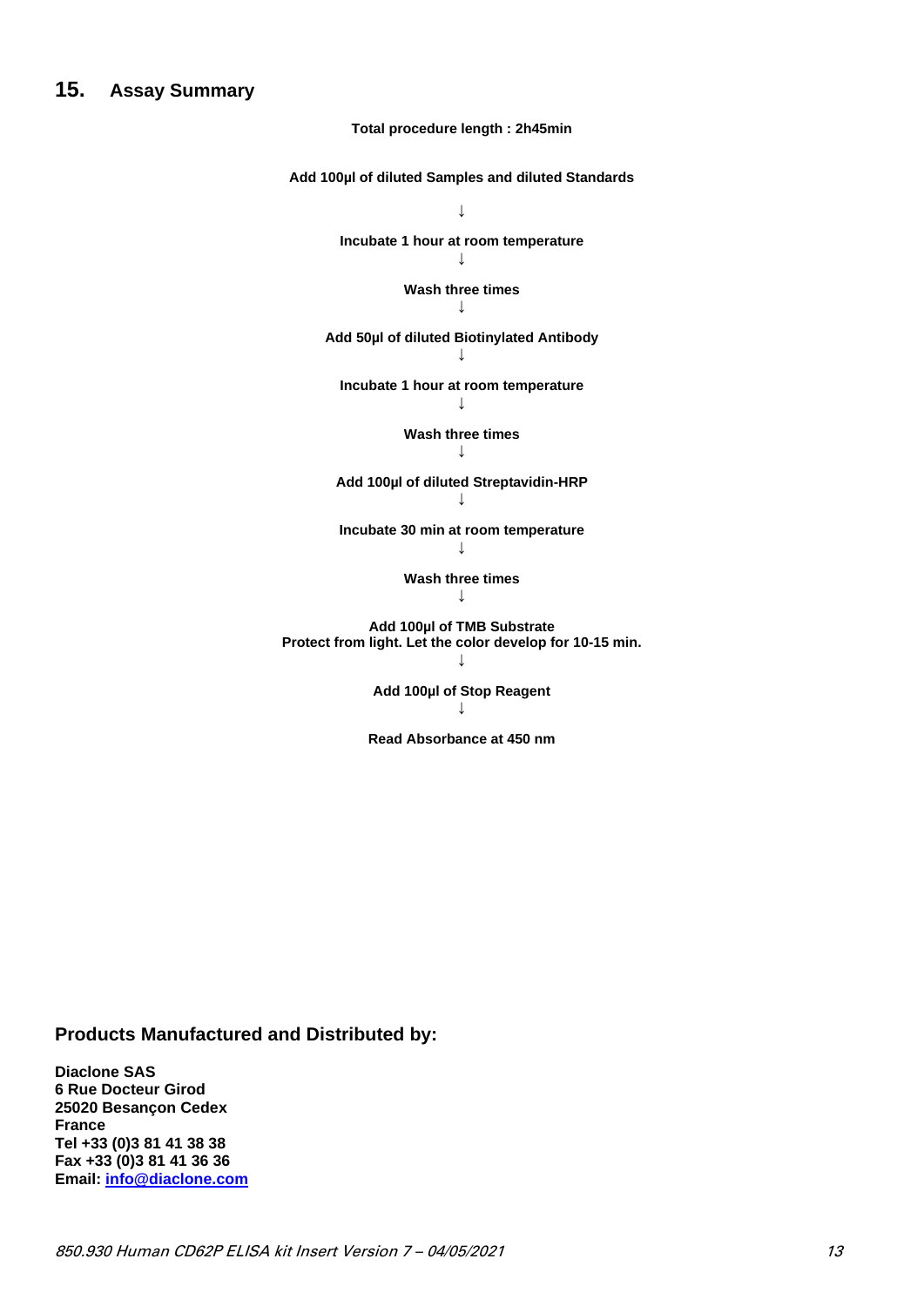## 15. Assay Summary

**Total procedure length : 2h45min**

**Add 100µl of diluted Samples and diluted Standards**

↓

**Incubate 1 hour at room temperature**

↓

**Wash three times**

↓

**Add 50µl of diluted Biotinylated Antibody**

↓

**Incubate 1 hour at room temperature**

↓

**Wash three times**

↓

**Add 100µl of diluted Streptavidin-HRP**

↓

**Incubate 30 min at room temperature**

↓

**Wash three times**

↓

**Add 100µl of TMB Substrate**
**Protect from light. Let the color develop for 10-15 min.**

↓

**Add 100µl of Stop Reagent**

↓

**Read Absorbance at 450 nm**

### Products Manufactured and Distributed by:

**Diaclone SAS**
**6 Rue Docteur Girod**
**25020 Besançon Cedex**
**France**
**Tel +33 (0)3 81 41 38 38**
**Fax +33 (0)3 81 41 36 36**
**Email: info@diaclone.com**